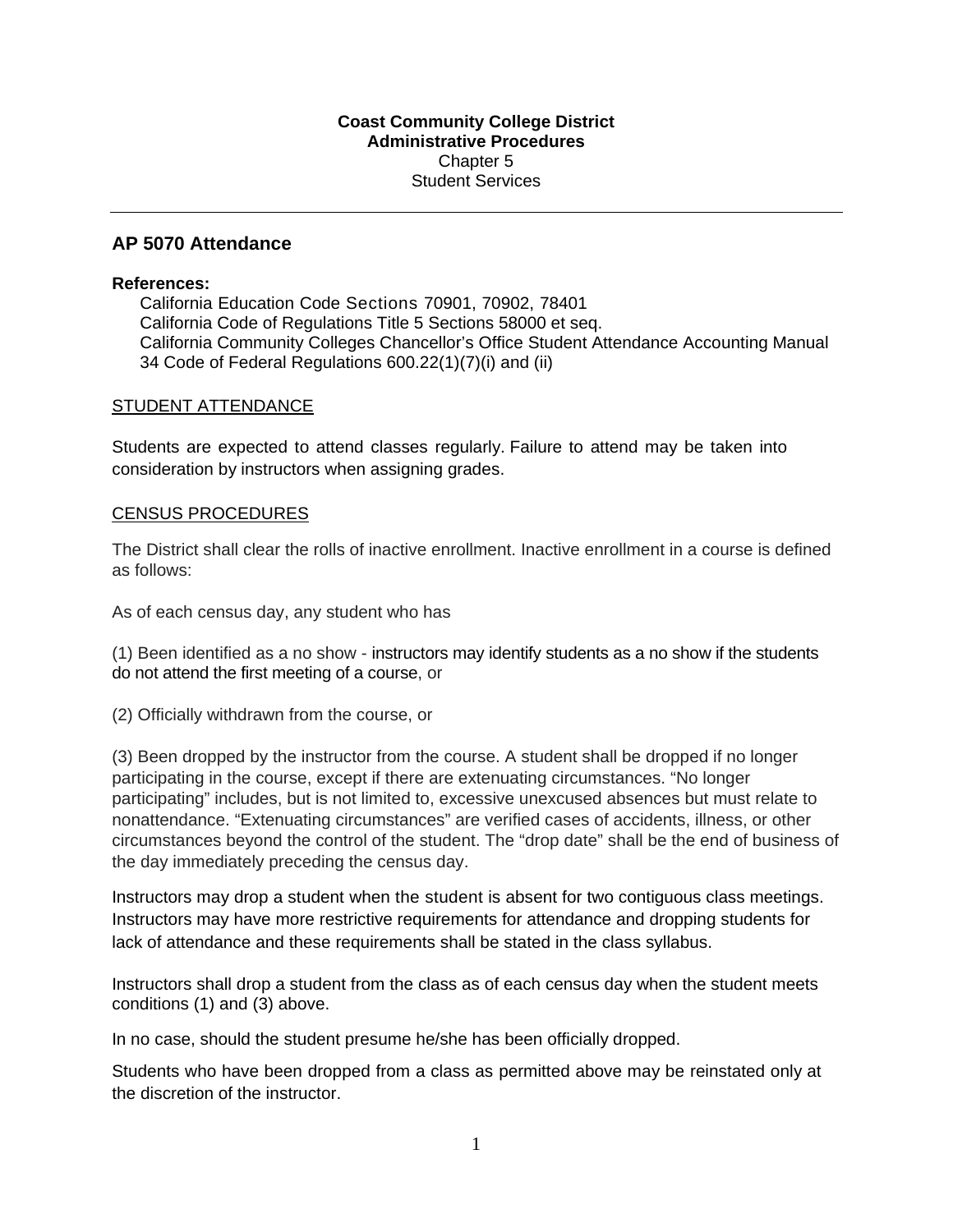**Coast Community College District**
**Administrative Procedures**
Chapter 5
Student Services

---

## AP 5070 Attendance

**References:**

California Education Code Sections 70901, 70902, 78401
California Code of Regulations Title 5 Sections 58000 et seq.
California Community Colleges Chancellor's Office Student Attendance Accounting Manual
34 Code of Federal Regulations 600.22(1)(7)(i) and (ii)

### STUDENT ATTENDANCE

Students are expected to attend classes regularly. Failure to attend may be taken into consideration by instructors when assigning grades.

### CENSUS PROCEDURES

The District shall clear the rolls of inactive enrollment. Inactive enrollment in a course is defined as follows:

As of each census day, any student who has

(1) Been identified as a no show - instructors may identify students as a no show if the students do not attend the first meeting of a course, or

(2) Officially withdrawn from the course, or

(3) Been dropped by the instructor from the course. A student shall be dropped if no longer participating in the course, except if there are extenuating circumstances. "No longer participating" includes, but is not limited to, excessive unexcused absences but must relate to nonattendance. "Extenuating circumstances" are verified cases of accidents, illness, or other circumstances beyond the control of the student. The "drop date" shall be the end of business of the day immediately preceding the census day.

Instructors may drop a student when the student is absent for two contiguous class meetings. Instructors may have more restrictive requirements for attendance and dropping students for lack of attendance and these requirements shall be stated in the class syllabus.

Instructors shall drop a student from the class as of each census day when the student meets conditions (1) and (3) above.

In no case, should the student presume he/she has been officially dropped.

Students who have been dropped from a class as permitted above may be reinstated only at the discretion of the instructor.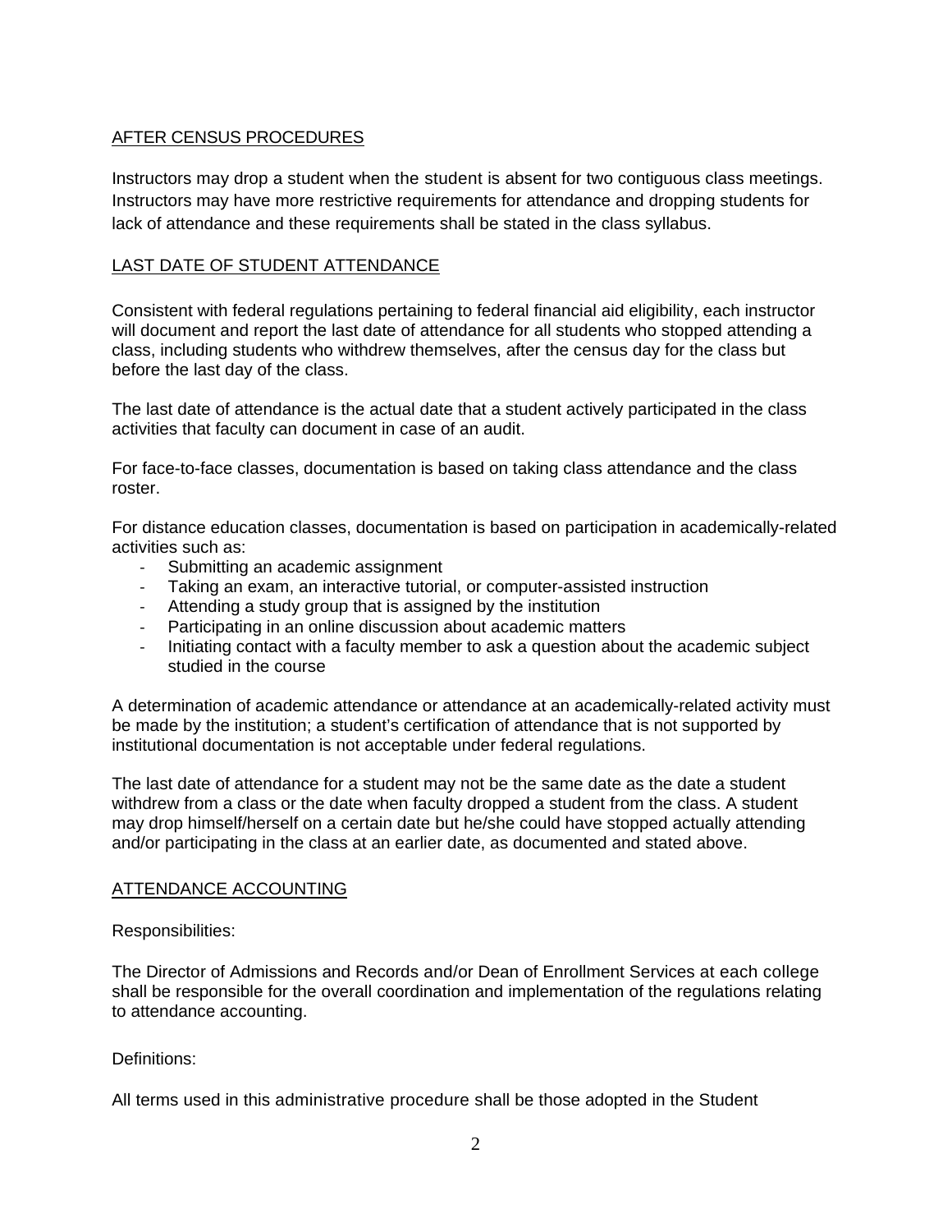## AFTER CENSUS PROCEDURES

Instructors may drop a student when the student is absent for two contiguous class meetings. Instructors may have more restrictive requirements for attendance and dropping students for lack of attendance and these requirements shall be stated in the class syllabus.

## LAST DATE OF STUDENT ATTENDANCE

Consistent with federal regulations pertaining to federal financial aid eligibility, each instructor will document and report the last date of attendance for all students who stopped attending a class, including students who withdrew themselves, after the census day for the class but before the last day of the class.

The last date of attendance is the actual date that a student actively participated in the class activities that faculty can document in case of an audit.

For face-to-face classes, documentation is based on taking class attendance and the class roster.

For distance education classes, documentation is based on participation in academically-related activities such as:

- Submitting an academic assignment
- Taking an exam, an interactive tutorial, or computer-assisted instruction
- Attending a study group that is assigned by the institution
- Participating in an online discussion about academic matters
- Initiating contact with a faculty member to ask a question about the academic subject studied in the course

A determination of academic attendance or attendance at an academically-related activity must be made by the institution; a student's certification of attendance that is not supported by institutional documentation is not acceptable under federal regulations.

The last date of attendance for a student may not be the same date as the date a student withdrew from a class or the date when faculty dropped a student from the class. A student may drop himself/herself on a certain date but he/she could have stopped actually attending and/or participating in the class at an earlier date, as documented and stated above.

## ATTENDANCE ACCOUNTING

Responsibilities:

The Director of Admissions and Records and/or Dean of Enrollment Services at each college shall be responsible for the overall coordination and implementation of the regulations relating to attendance accounting.

Definitions:

All terms used in this administrative procedure shall be those adopted in the Student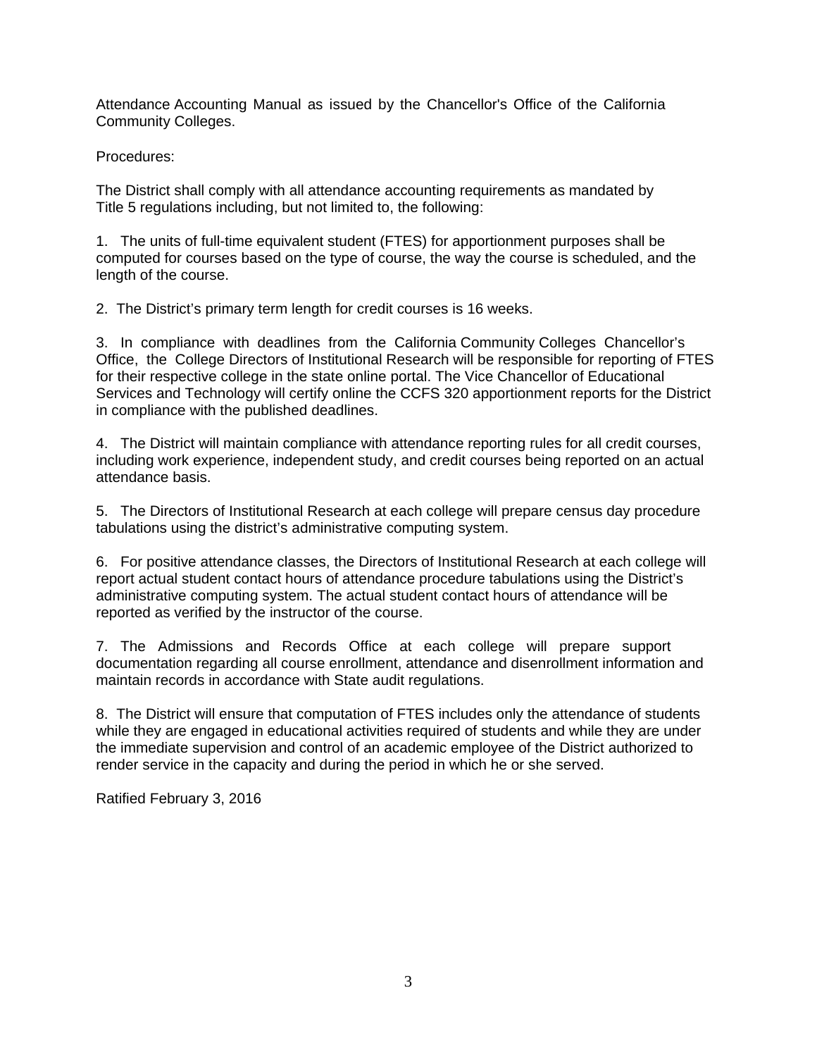Attendance Accounting Manual as issued by the Chancellor's Office of the California Community Colleges.

Procedures:

The District shall comply with all attendance accounting requirements as mandated by Title 5 regulations including, but not limited to, the following:

1. The units of full-time equivalent student (FTES) for apportionment purposes shall be computed for courses based on the type of course, the way the course is scheduled, and the length of the course.

2. The District's primary term length for credit courses is 16 weeks.

3. In compliance with deadlines from the California Community Colleges Chancellor's Office, the College Directors of Institutional Research will be responsible for reporting of FTES for their respective college in the state online portal. The Vice Chancellor of Educational Services and Technology will certify online the CCFS 320 apportionment reports for the District in compliance with the published deadlines.

4. The District will maintain compliance with attendance reporting rules for all credit courses, including work experience, independent study, and credit courses being reported on an actual attendance basis.

5. The Directors of Institutional Research at each college will prepare census day procedure tabulations using the district's administrative computing system.

6. For positive attendance classes, the Directors of Institutional Research at each college will report actual student contact hours of attendance procedure tabulations using the District's administrative computing system. The actual student contact hours of attendance will be reported as verified by the instructor of the course.

7. The Admissions and Records Office at each college will prepare support documentation regarding all course enrollment, attendance and disenrollment information and maintain records in accordance with State audit regulations.

8. The District will ensure that computation of FTES includes only the attendance of students while they are engaged in educational activities required of students and while they are under the immediate supervision and control of an academic employee of the District authorized to render service in the capacity and during the period in which he or she served.

Ratified February 3, 2016